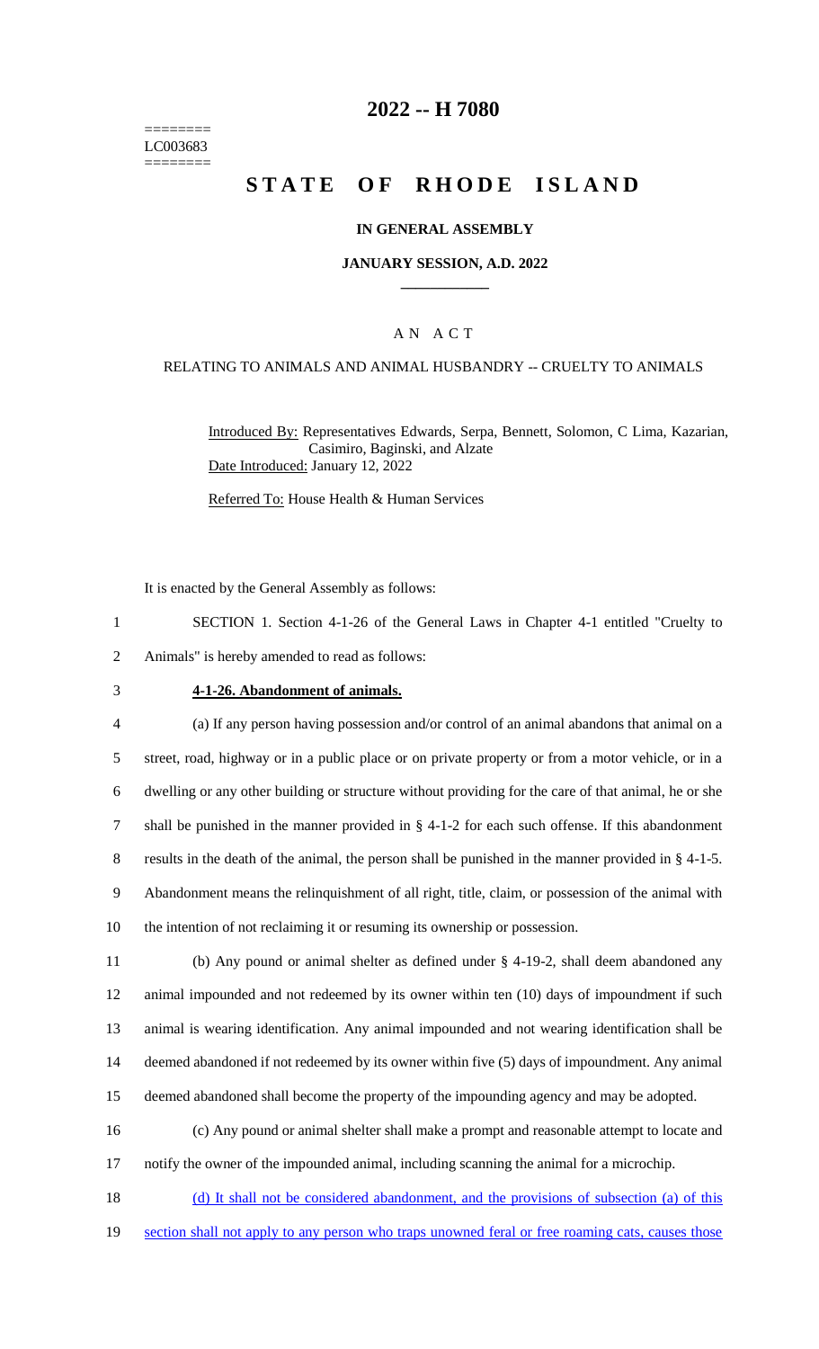========
LC003683
========

# 2022 -- H 7080

# STATE OF RHODE ISLAND

## IN GENERAL ASSEMBLY

### JANUARY SESSION, A.D. 2022

---

## A N A C T

### RELATING TO ANIMALS AND ANIMAL HUSBANDRY -- CRUELTY TO ANIMALS

Introduced By: Representatives Edwards, Serpa, Bennett, Solomon, C Lima, Kazarian, Casimiro, Baginski, and Alzate

Date Introduced: January 12, 2022

Referred To: House Health & Human Services

It is enacted by the General Assembly as follows:

1 SECTION 1. Section 4-1-26 of the General Laws in Chapter 4-1 entitled "Cruelty to
2 Animals" is hereby amended to read as follows:

3 **4-1-26. Abandonment of animals.**

4 (a) If any person having possession and/or control of an animal abandons that animal on a
5 street, road, highway or in a public place or on private property or from a motor vehicle, or in a
6 dwelling or any other building or structure without providing for the care of that animal, he or she
7 shall be punished in the manner provided in § 4-1-2 for each such offense. If this abandonment
8 results in the death of the animal, the person shall be punished in the manner provided in § 4-1-5.
9 Abandonment means the relinquishment of all right, title, claim, or possession of the animal with
10 the intention of not reclaiming it or resuming its ownership or possession.

11 (b) Any pound or animal shelter as defined under § 4-19-2, shall deem abandoned any
12 animal impounded and not redeemed by its owner within ten (10) days of impoundment if such
13 animal is wearing identification. Any animal impounded and not wearing identification shall be
14 deemed abandoned if not redeemed by its owner within five (5) days of impoundment. Any animal
15 deemed abandoned shall become the property of the impounding agency and may be adopted.

16 (c) Any pound or animal shelter shall make a prompt and reasonable attempt to locate and
17 notify the owner of the impounded animal, including scanning the animal for a microchip.

18 (d) It shall not be considered abandonment, and the provisions of subsection (a) of this
19 section shall not apply to any person who traps unowned feral or free roaming cats, causes those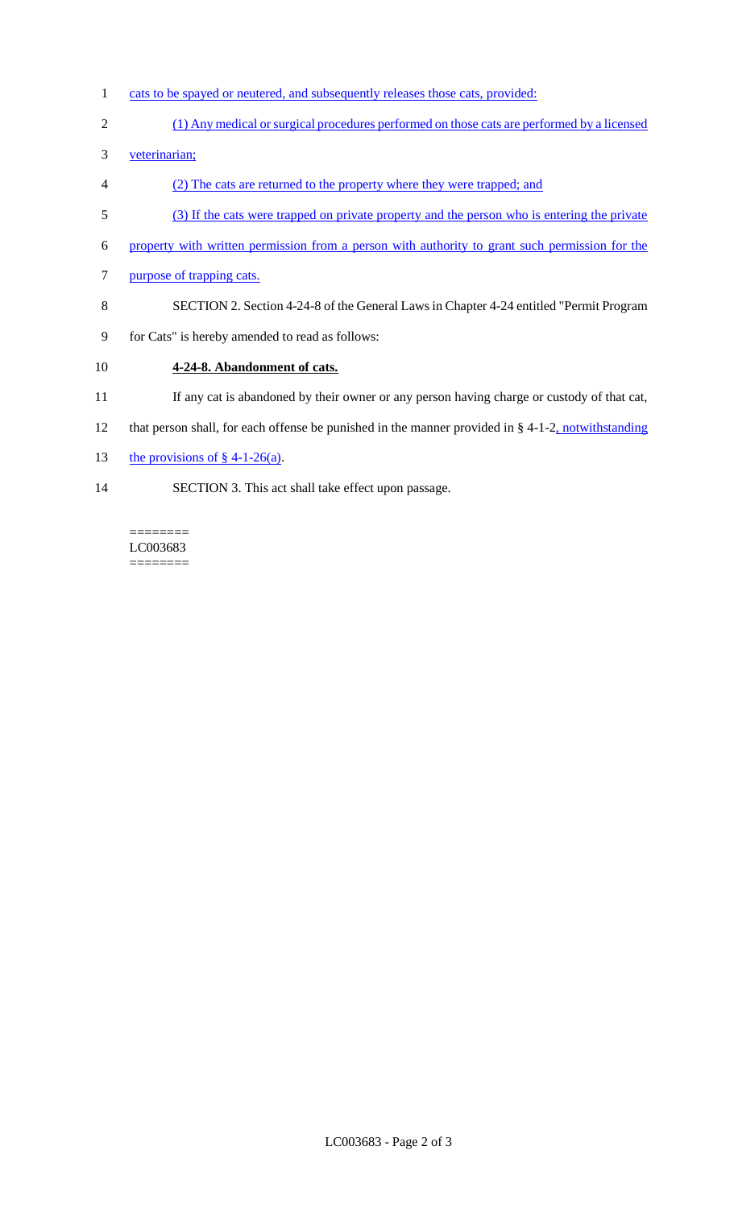cats to be spayed or neutered, and subsequently releases those cats, provided:

(1) Any medical or surgical procedures performed on those cats are performed by a licensed veterinarian;

(2) The cats are returned to the property where they were trapped; and

(3) If the cats were trapped on private property and the person who is entering the private property with written permission from a person with authority to grant such permission for the purpose of trapping cats.

SECTION 2. Section 4-24-8 of the General Laws in Chapter 4-24 entitled "Permit Program for Cats" is hereby amended to read as follows:

**4-24-8. Abandonment of cats.**

If any cat is abandoned by their owner or any person having charge or custody of that cat, that person shall, for each offense be punished in the manner provided in § 4-1-2, notwithstanding the provisions of § 4-1-26(a).

SECTION 3. This act shall take effect upon passage.

========
LC003683
========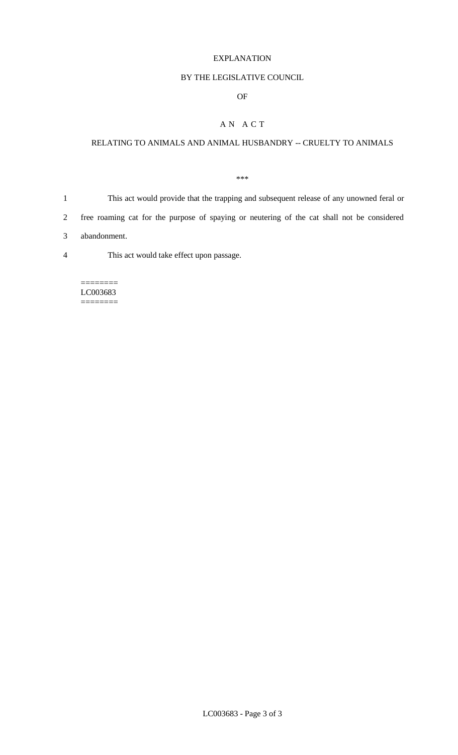EXPLANATION

BY THE LEGISLATIVE COUNCIL

OF

A N A C T

RELATING TO ANIMALS AND ANIMAL HUSBANDRY -- CRUELTY TO ANIMALS

\*\*\*

1 This act would provide that the trapping and subsequent release of any unowned feral or
2 free roaming cat for the purpose of spaying or neutering of the cat shall not be considered
3 abandonment.

4 This act would take effect upon passage.

========
LC003683
========